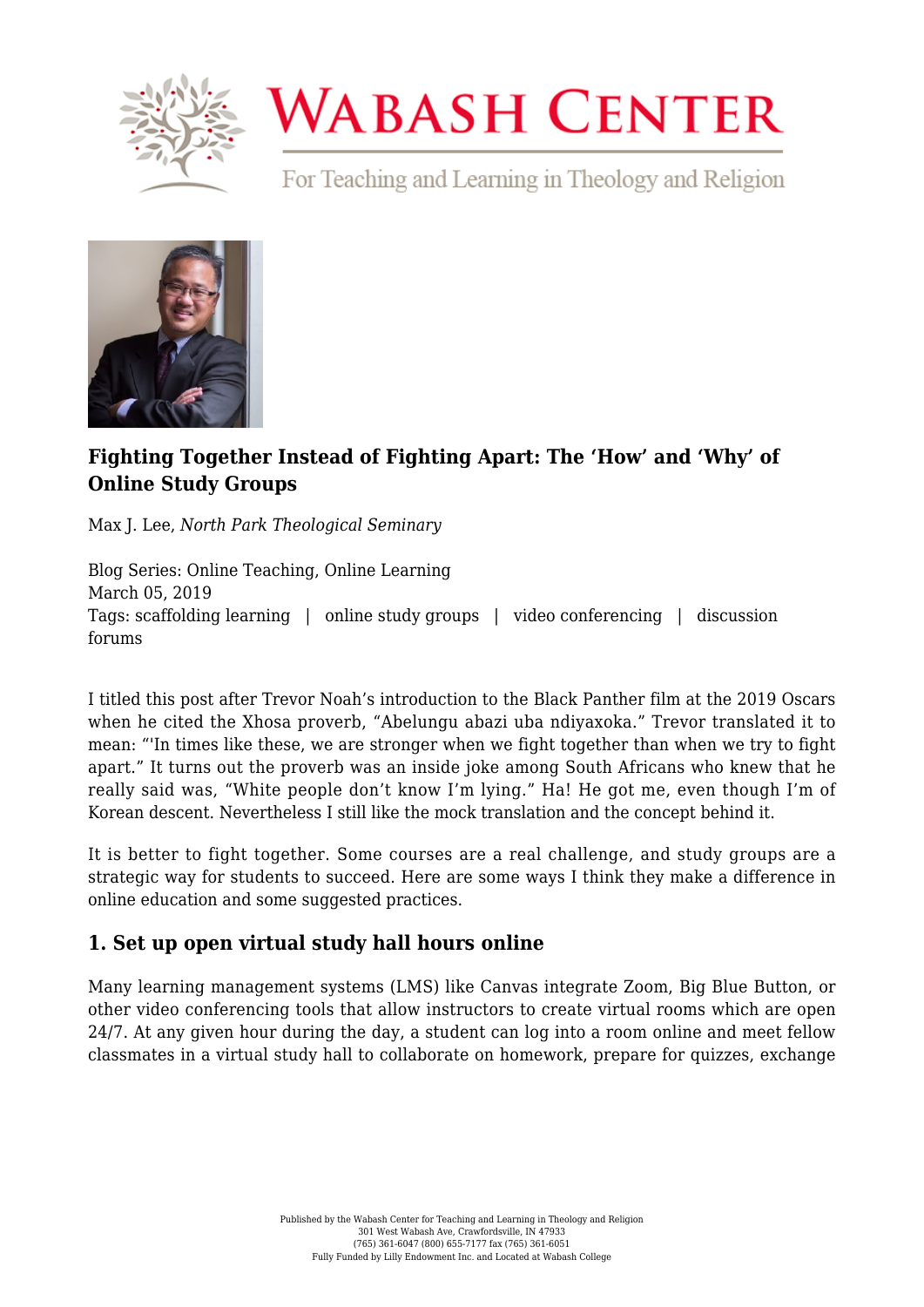# WABASH CENTER

For Teaching and Learning in Theology and Religion

## Fighting Together Instead of Fighting Apart: The 'How' and 'Why' of Online Study Groups

Max J. Lee, *North Park Theological Seminary*

Blog Series: Online Teaching, Online Learning
March 05, 2019
Tags: scaffolding learning | online study groups | video conferencing | discussion forums

I titled this post after Trevor Noah's introduction to the Black Panther film at the 2019 Oscars when he cited the Xhosa proverb, "Abelungu abazi uba ndiyaxoka." Trevor translated it to mean: "'In times like these, we are stronger when we fight together than when we try to fight apart." It turns out the proverb was an inside joke among South Africans who knew that he really said was, "White people don't know I'm lying." Ha! He got me, even though I'm of Korean descent. Nevertheless I still like the mock translation and the concept behind it.

It is better to fight together. Some courses are a real challenge, and study groups are a strategic way for students to succeed. Here are some ways I think they make a difference in online education and some suggested practices.

### 1. Set up open virtual study hall hours online

Many learning management systems (LMS) like Canvas integrate Zoom, Big Blue Button, or other video conferencing tools that allow instructors to create virtual rooms which are open 24/7. At any given hour during the day, a student can log into a room online and meet fellow classmates in a virtual study hall to collaborate on homework, prepare for quizzes, exchange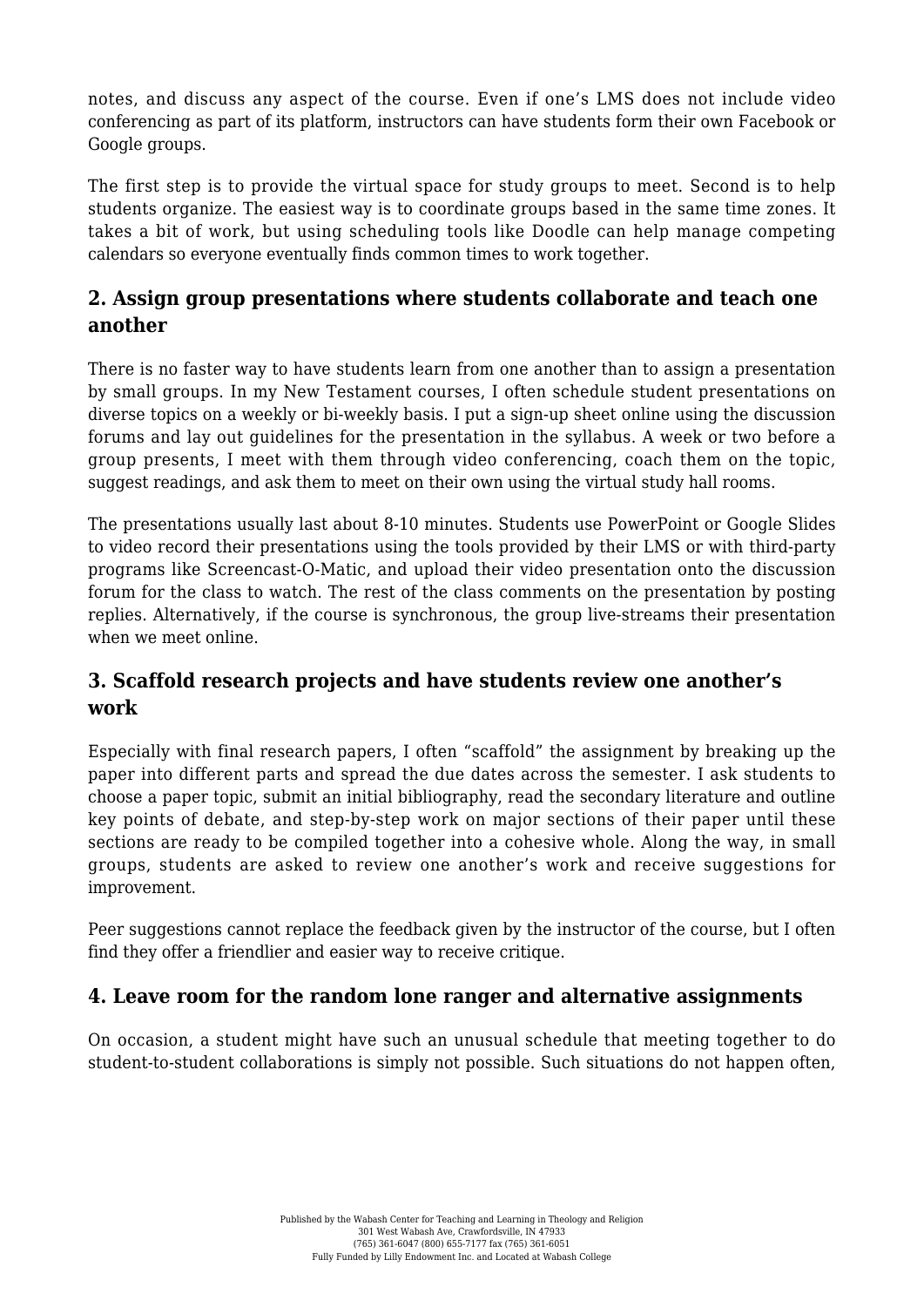notes, and discuss any aspect of the course. Even if one's LMS does not include video conferencing as part of its platform, instructors can have students form their own Facebook or Google groups.

The first step is to provide the virtual space for study groups to meet. Second is to help students organize. The easiest way is to coordinate groups based in the same time zones. It takes a bit of work, but using scheduling tools like Doodle can help manage competing calendars so everyone eventually finds common times to work together.

## 2. Assign group presentations where students collaborate and teach one another

There is no faster way to have students learn from one another than to assign a presentation by small groups. In my New Testament courses, I often schedule student presentations on diverse topics on a weekly or bi-weekly basis. I put a sign-up sheet online using the discussion forums and lay out guidelines for the presentation in the syllabus. A week or two before a group presents, I meet with them through video conferencing, coach them on the topic, suggest readings, and ask them to meet on their own using the virtual study hall rooms.

The presentations usually last about 8-10 minutes. Students use PowerPoint or Google Slides to video record their presentations using the tools provided by their LMS or with third-party programs like Screencast-O-Matic, and upload their video presentation onto the discussion forum for the class to watch. The rest of the class comments on the presentation by posting replies. Alternatively, if the course is synchronous, the group live-streams their presentation when we meet online.

## 3. Scaffold research projects and have students review one another's work

Especially with final research papers, I often "scaffold" the assignment by breaking up the paper into different parts and spread the due dates across the semester. I ask students to choose a paper topic, submit an initial bibliography, read the secondary literature and outline key points of debate, and step-by-step work on major sections of their paper until these sections are ready to be compiled together into a cohesive whole. Along the way, in small groups, students are asked to review one another's work and receive suggestions for improvement.

Peer suggestions cannot replace the feedback given by the instructor of the course, but I often find they offer a friendlier and easier way to receive critique.

## 4. Leave room for the random lone ranger and alternative assignments

On occasion, a student might have such an unusual schedule that meeting together to do student-to-student collaborations is simply not possible. Such situations do not happen often,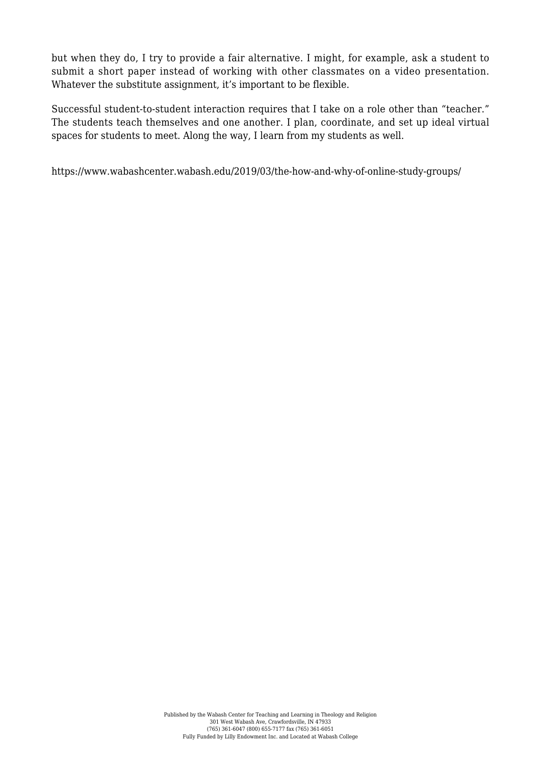but when they do, I try to provide a fair alternative. I might, for example, ask a student to submit a short paper instead of working with other classmates on a video presentation. Whatever the substitute assignment, it's important to be flexible.

Successful student-to-student interaction requires that I take on a role other than "teacher." The students teach themselves and one another. I plan, coordinate, and set up ideal virtual spaces for students to meet. Along the way, I learn from my students as well.

https://www.wabashcenter.wabash.edu/2019/03/the-how-and-why-of-online-study-groups/